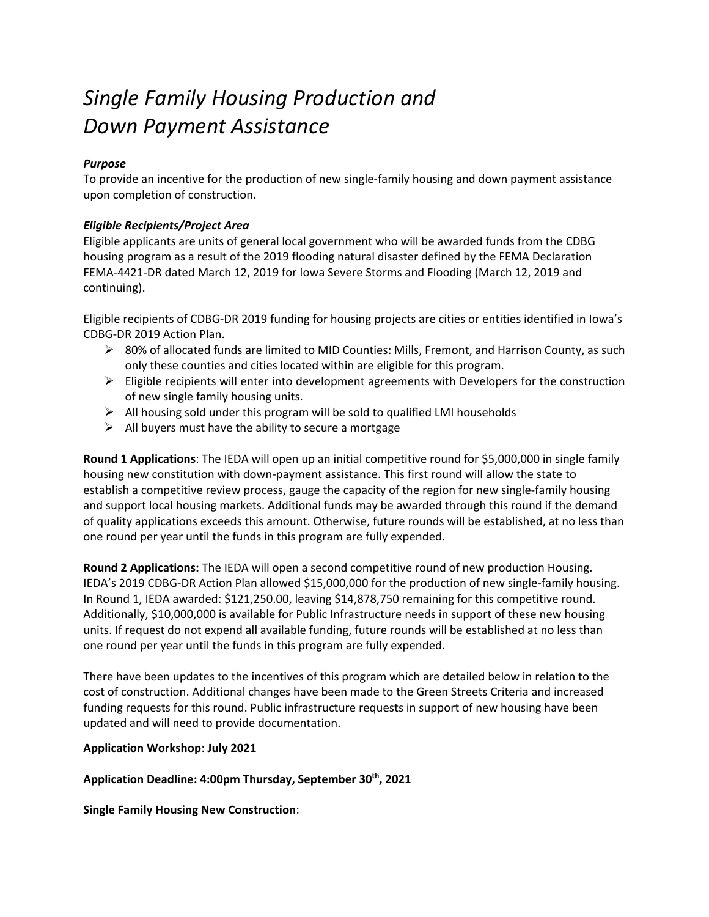# *Single Family Housing Production and Down Payment Assistance*

***Purpose***

To provide an incentive for the production of new single-family housing and down payment assistance upon completion of construction.

***Eligible Recipients/Project Area***

Eligible applicants are units of general local government who will be awarded funds from the CDBG housing program as a result of the 2019 flooding natural disaster defined by the FEMA Declaration FEMA-4421-DR dated March 12, 2019 for Iowa Severe Storms and Flooding (March 12, 2019 and continuing).

Eligible recipients of CDBG-DR 2019 funding for housing projects are cities or entities identified in Iowa's CDBG-DR 2019 Action Plan.

- 80% of allocated funds are limited to MID Counties: Mills, Fremont, and Harrison County, as such only these counties and cities located within are eligible for this program.
- Eligible recipients will enter into development agreements with Developers for the construction of new single family housing units.
- All housing sold under this program will be sold to qualified LMI households
- All buyers must have the ability to secure a mortgage

**Round 1 Applications**: The IEDA will open up an initial competitive round for $5,000,000 in single family housing new constitution with down-payment assistance. This first round will allow the state to establish a competitive review process, gauge the capacity of the region for new single-family housing and support local housing markets. Additional funds may be awarded through this round if the demand of quality applications exceeds this amount. Otherwise, future rounds will be established, at no less than one round per year until the funds in this program are fully expended.

**Round 2 Applications:** The IEDA will open a second competitive round of new production Housing. IEDA's 2019 CDBG-DR Action Plan allowed $15,000,000 for the production of new single-family housing. In Round 1, IEDA awarded: $121,250.00, leaving $14,878,750 remaining for this competitive round. Additionally, $10,000,000 is available for Public Infrastructure needs in support of these new housing units. If request do not expend all available funding, future rounds will be established at no less than one round per year until the funds in this program are fully expended.

There have been updates to the incentives of this program which are detailed below in relation to the cost of construction. Additional changes have been made to the Green Streets Criteria and increased funding requests for this round. Public infrastructure requests in support of new housing have been updated and will need to provide documentation.

**Application Workshop**: **July 2021**

**Application Deadline: 4:00pm Thursday, September 30th, 2021**

**Single Family Housing New Construction**: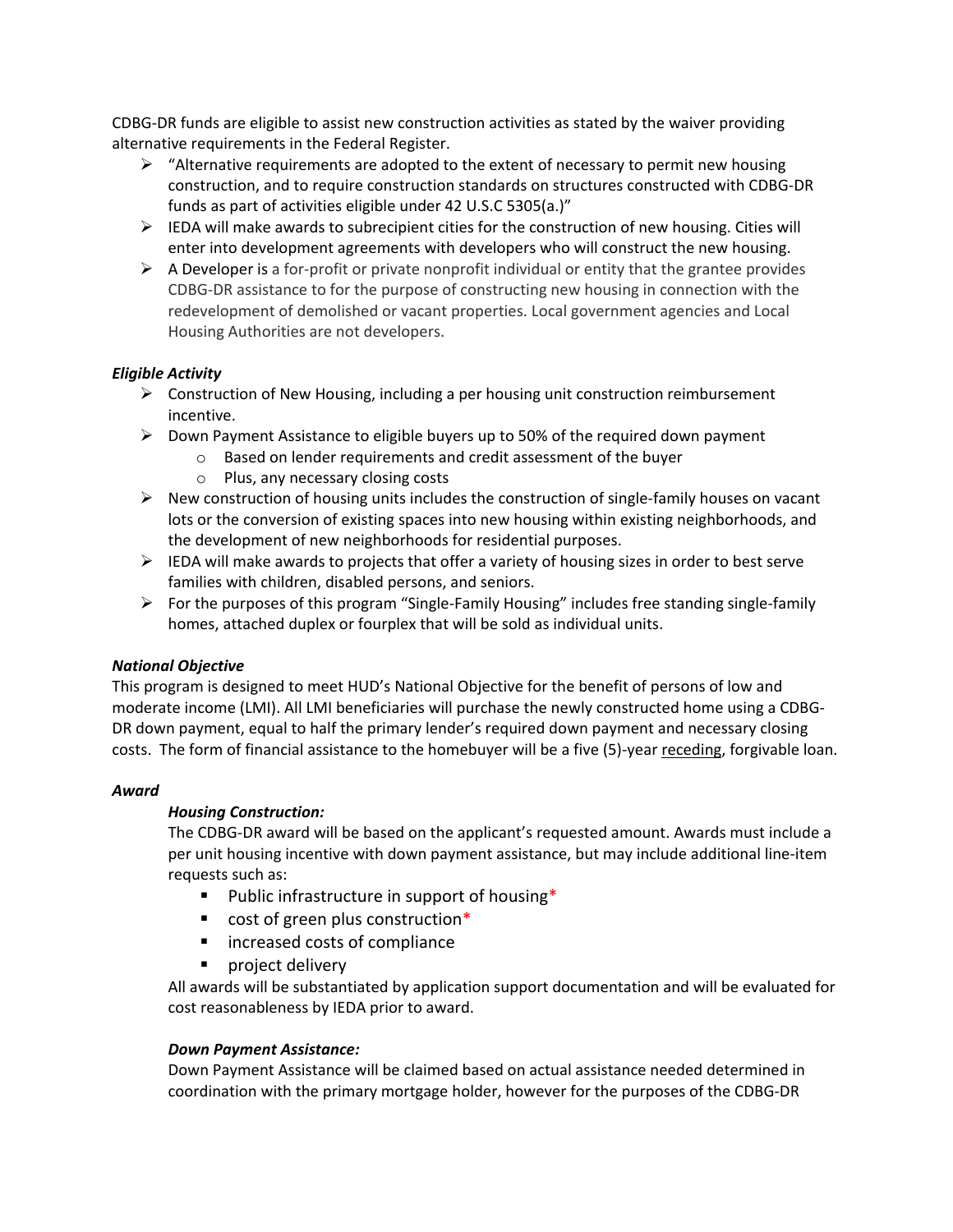CDBG-DR funds are eligible to assist new construction activities as stated by the waiver providing alternative requirements in the Federal Register.

- "Alternative requirements are adopted to the extent of necessary to permit new housing construction, and to require construction standards on structures constructed with CDBG-DR funds as part of activities eligible under 42 U.S.C 5305(a.)"
- IEDA will make awards to subrecipient cities for the construction of new housing. Cities will enter into development agreements with developers who will construct the new housing.
- A Developer is a for-profit or private nonprofit individual or entity that the grantee provides CDBG-DR assistance to for the purpose of constructing new housing in connection with the redevelopment of demolished or vacant properties. Local government agencies and Local Housing Authorities are not developers.

***Eligible Activity***

- Construction of New Housing, including a per housing unit construction reimbursement incentive.
- Down Payment Assistance to eligible buyers up to 50% of the required down payment
  - Based on lender requirements and credit assessment of the buyer
  - Plus, any necessary closing costs
- New construction of housing units includes the construction of single-family houses on vacant lots or the conversion of existing spaces into new housing within existing neighborhoods, and the development of new neighborhoods for residential purposes.
- IEDA will make awards to projects that offer a variety of housing sizes in order to best serve families with children, disabled persons, and seniors.
- For the purposes of this program "Single-Family Housing" includes free standing single-family homes, attached duplex or fourplex that will be sold as individual units.

***National Objective***

This program is designed to meet HUD's National Objective for the benefit of persons of low and moderate income (LMI). All LMI beneficiaries will purchase the newly constructed home using a CDBG-DR down payment, equal to half the primary lender's required down payment and necessary closing costs. The form of financial assistance to the homebuyer will be a five (5)-year receding, forgivable loan.

***Award***

***Housing Construction:***

The CDBG-DR award will be based on the applicant's requested amount. Awards must include a per unit housing incentive with down payment assistance, but may include additional line-item requests such as:

- Public infrastructure in support of housing*
- cost of green plus construction*
- increased costs of compliance
- project delivery

All awards will be substantiated by application support documentation and will be evaluated for cost reasonableness by IEDA prior to award.

***Down Payment Assistance:***

Down Payment Assistance will be claimed based on actual assistance needed determined in coordination with the primary mortgage holder, however for the purposes of the CDBG-DR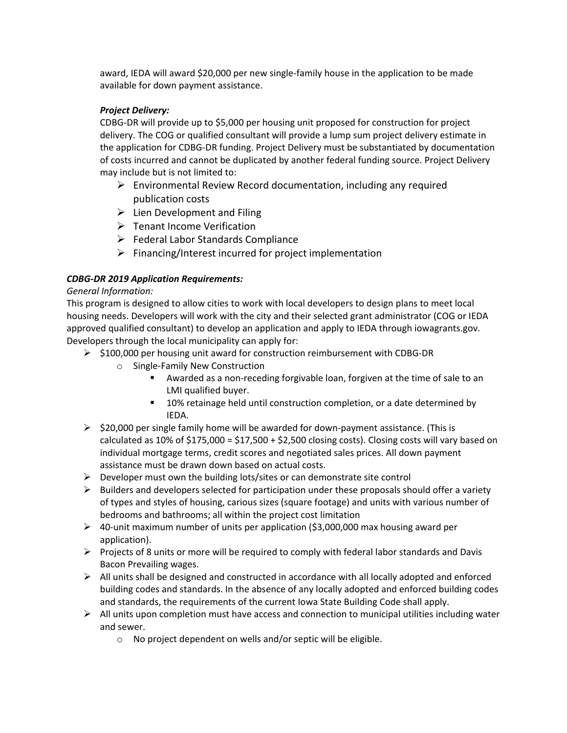award, IEDA will award $20,000 per new single-family house in the application to be made available for down payment assistance.

***Project Delivery:***

CDBG-DR will provide up to $5,000 per housing unit proposed for construction for project delivery. The COG or qualified consultant will provide a lump sum project delivery estimate in the application for CDBG-DR funding. Project Delivery must be substantiated by documentation of costs incurred and cannot be duplicated by another federal funding source. Project Delivery may include but is not limited to:

- Environmental Review Record documentation, including any required publication costs
- Lien Development and Filing
- Tenant Income Verification
- Federal Labor Standards Compliance
- Financing/Interest incurred for project implementation

***CDBG-DR 2019 Application Requirements:***

*General Information:*

This program is designed to allow cities to work with local developers to design plans to meet local housing needs. Developers will work with the city and their selected grant administrator (COG or IEDA approved qualified consultant) to develop an application and apply to IEDA through iowagrants.gov. Developers through the local municipality can apply for:

- $100,000 per housing unit award for construction reimbursement with CDBG-DR
  - Single-Family New Construction
    - Awarded as a non-receding forgivable loan, forgiven at the time of sale to an LMI qualified buyer.
    - 10% retainage held until construction completion, or a date determined by IEDA.
- $20,000 per single family home will be awarded for down-payment assistance. (This is calculated as 10% of $175,000 = $17,500 + $2,500 closing costs). Closing costs will vary based on individual mortgage terms, credit scores and negotiated sales prices. All down payment assistance must be drawn down based on actual costs.
- Developer must own the building lots/sites or can demonstrate site control
- Builders and developers selected for participation under these proposals should offer a variety of types and styles of housing, carious sizes (square footage) and units with various number of bedrooms and bathrooms; all within the project cost limitation
- 40-unit maximum number of units per application ($3,000,000 max housing award per application).
- Projects of 8 units or more will be required to comply with federal labor standards and Davis Bacon Prevailing wages.
- All units shall be designed and constructed in accordance with all locally adopted and enforced building codes and standards. In the absence of any locally adopted and enforced building codes and standards, the requirements of the current Iowa State Building Code shall apply.
- All units upon completion must have access and connection to municipal utilities including water and sewer.
  - No project dependent on wells and/or septic will be eligible.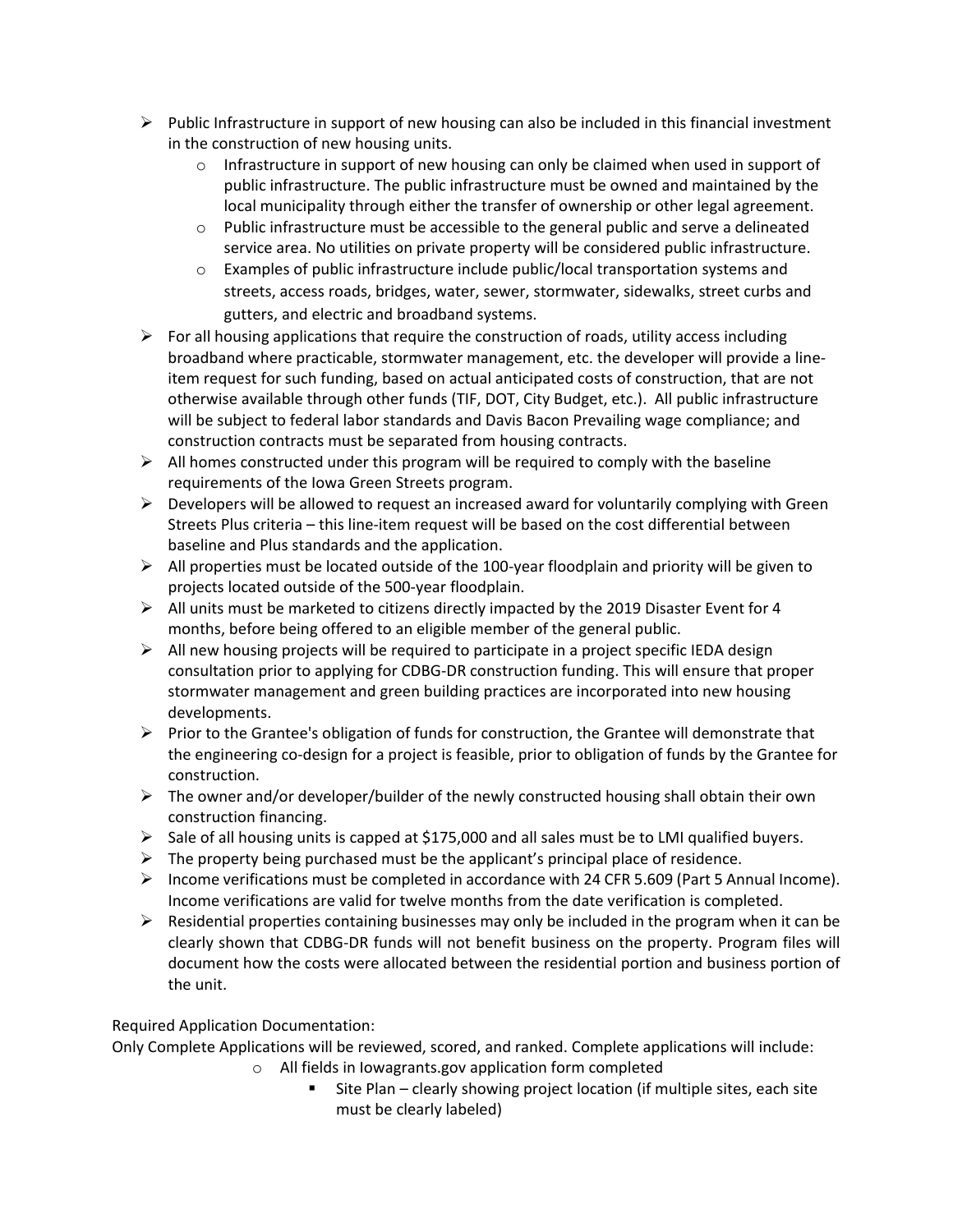- Public Infrastructure in support of new housing can also be included in this financial investment in the construction of new housing units.
  - Infrastructure in support of new housing can only be claimed when used in support of public infrastructure. The public infrastructure must be owned and maintained by the local municipality through either the transfer of ownership or other legal agreement.
  - Public infrastructure must be accessible to the general public and serve a delineated service area. No utilities on private property will be considered public infrastructure.
  - Examples of public infrastructure include public/local transportation systems and streets, access roads, bridges, water, sewer, stormwater, sidewalks, street curbs and gutters, and electric and broadband systems.
- For all housing applications that require the construction of roads, utility access including broadband where practicable, stormwater management, etc. the developer will provide a line-item request for such funding, based on actual anticipated costs of construction, that are not otherwise available through other funds (TIF, DOT, City Budget, etc.). All public infrastructure will be subject to federal labor standards and Davis Bacon Prevailing wage compliance; and construction contracts must be separated from housing contracts.
- All homes constructed under this program will be required to comply with the baseline requirements of the Iowa Green Streets program.
- Developers will be allowed to request an increased award for voluntarily complying with Green Streets Plus criteria – this line-item request will be based on the cost differential between baseline and Plus standards and the application.
- All properties must be located outside of the 100-year floodplain and priority will be given to projects located outside of the 500-year floodplain.
- All units must be marketed to citizens directly impacted by the 2019 Disaster Event for 4 months, before being offered to an eligible member of the general public.
- All new housing projects will be required to participate in a project specific IEDA design consultation prior to applying for CDBG-DR construction funding. This will ensure that proper stormwater management and green building practices are incorporated into new housing developments.
- Prior to the Grantee's obligation of funds for construction, the Grantee will demonstrate that the engineering co-design for a project is feasible, prior to obligation of funds by the Grantee for construction.
- The owner and/or developer/builder of the newly constructed housing shall obtain their own construction financing.
- Sale of all housing units is capped at $175,000 and all sales must be to LMI qualified buyers.
- The property being purchased must be the applicant's principal place of residence.
- Income verifications must be completed in accordance with 24 CFR 5.609 (Part 5 Annual Income). Income verifications are valid for twelve months from the date verification is completed.
- Residential properties containing businesses may only be included in the program when it can be clearly shown that CDBG-DR funds will not benefit business on the property. Program files will document how the costs were allocated between the residential portion and business portion of the unit.

Required Application Documentation:

Only Complete Applications will be reviewed, scored, and ranked. Complete applications will include:

- All fields in Iowagrants.gov application form completed
  - Site Plan – clearly showing project location (if multiple sites, each site must be clearly labeled)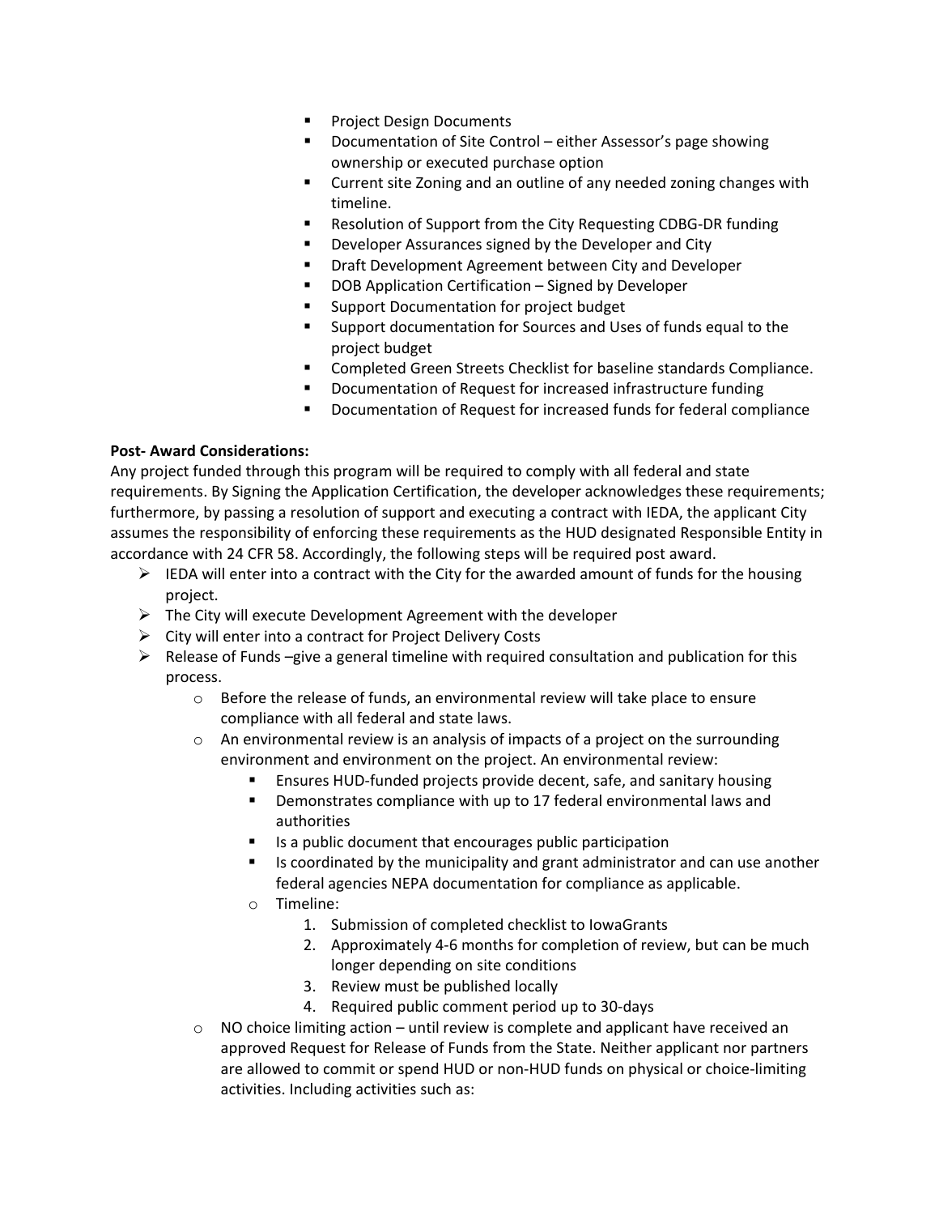- Project Design Documents
      - Documentation of Site Control – either Assessor's page showing ownership or executed purchase option
      - Current site Zoning and an outline of any needed zoning changes with timeline.
      - Resolution of Support from the City Requesting CDBG-DR funding
      - Developer Assurances signed by the Developer and City
      - Draft Development Agreement between City and Developer
      - DOB Application Certification – Signed by Developer
      - Support Documentation for project budget
      - Support documentation for Sources and Uses of funds equal to the project budget
      - Completed Green Streets Checklist for baseline standards Compliance.
      - Documentation of Request for increased infrastructure funding
      - Documentation of Request for increased funds for federal compliance

**Post- Award Considerations:**

Any project funded through this program will be required to comply with all federal and state requirements. By Signing the Application Certification, the developer acknowledges these requirements; furthermore, by passing a resolution of support and executing a contract with IEDA, the applicant City assumes the responsibility of enforcing these requirements as the HUD designated Responsible Entity in accordance with 24 CFR 58. Accordingly, the following steps will be required post award.

- IEDA will enter into a contract with the City for the awarded amount of funds for the housing project.
- The City will execute Development Agreement with the developer
- City will enter into a contract for Project Delivery Costs
- Release of Funds –give a general timeline with required consultation and publication for this process.
  - Before the release of funds, an environmental review will take place to ensure compliance with all federal and state laws.
  - An environmental review is an analysis of impacts of a project on the surrounding environment and environment on the project. An environmental review:
    - Ensures HUD-funded projects provide decent, safe, and sanitary housing
    - Demonstrates compliance with up to 17 federal environmental laws and authorities
    - Is a public document that encourages public participation
    - Is coordinated by the municipality and grant administrator and can use another federal agencies NEPA documentation for compliance as applicable.
  - Timeline:
    1. Submission of completed checklist to IowaGrants
    2. Approximately 4-6 months for completion of review, but can be much longer depending on site conditions
    3. Review must be published locally
    4. Required public comment period up to 30-days
  - NO choice limiting action – until review is complete and applicant have received an approved Request for Release of Funds from the State. Neither applicant nor partners are allowed to commit or spend HUD or non-HUD funds on physical or choice-limiting activities. Including activities such as: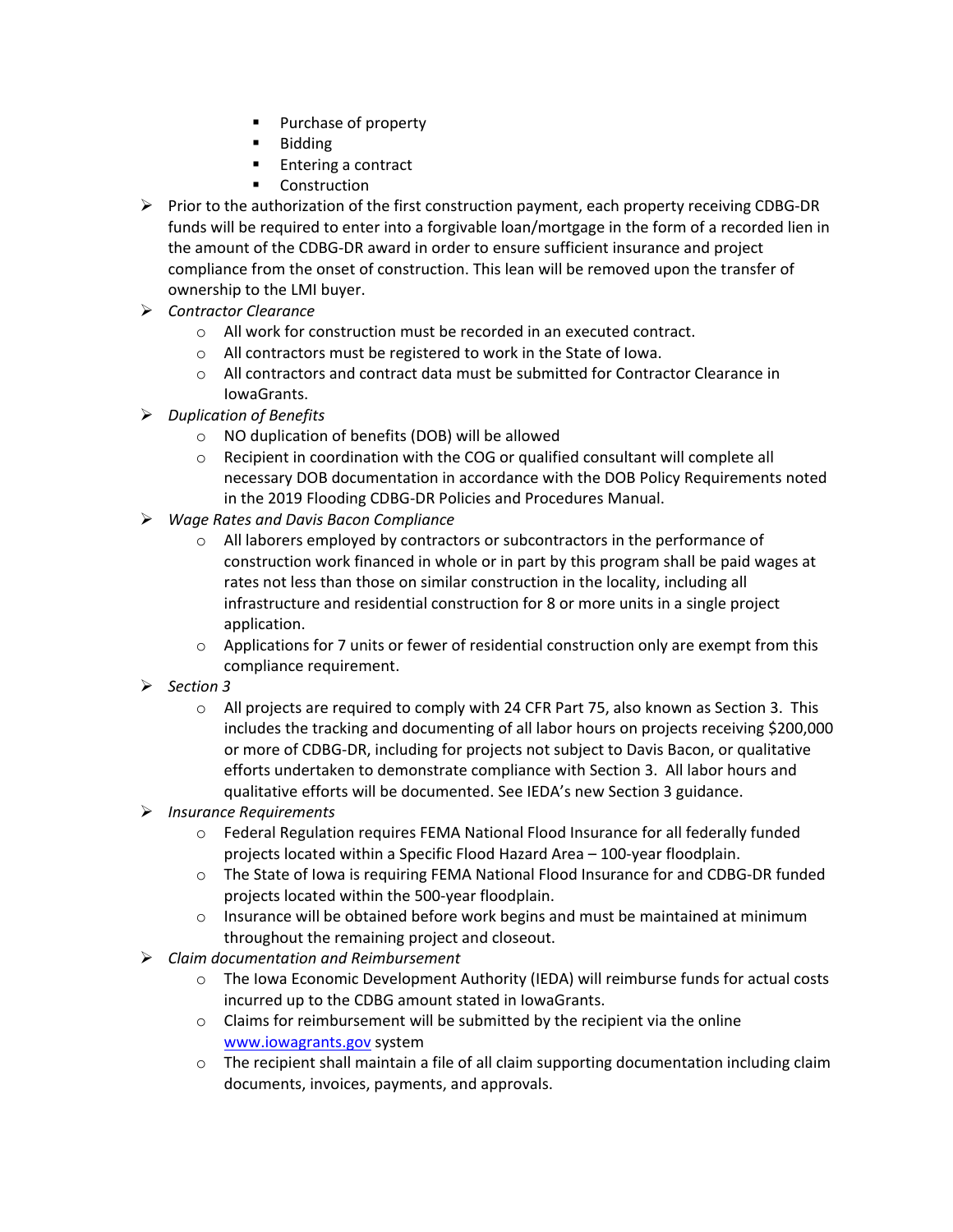- Purchase of property
        - Bidding
        - Entering a contract
        - Construction
- Prior to the authorization of the first construction payment, each property receiving CDBG-DR funds will be required to enter into a forgivable loan/mortgage in the form of a recorded lien in the amount of the CDBG-DR award in order to ensure sufficient insurance and project compliance from the onset of construction. This lean will be removed upon the transfer of ownership to the LMI buyer.
- *Contractor Clearance*
    - All work for construction must be recorded in an executed contract.
    - All contractors must be registered to work in the State of Iowa.
    - All contractors and contract data must be submitted for Contractor Clearance in IowaGrants.
- *Duplication of Benefits*
    - NO duplication of benefits (DOB) will be allowed
    - Recipient in coordination with the COG or qualified consultant will complete all necessary DOB documentation in accordance with the DOB Policy Requirements noted in the 2019 Flooding CDBG-DR Policies and Procedures Manual.
- *Wage Rates and Davis Bacon Compliance*
    - All laborers employed by contractors or subcontractors in the performance of construction work financed in whole or in part by this program shall be paid wages at rates not less than those on similar construction in the locality, including all infrastructure and residential construction for 8 or more units in a single project application.
    - Applications for 7 units or fewer of residential construction only are exempt from this compliance requirement.
- *Section 3*
    - All projects are required to comply with 24 CFR Part 75, also known as Section 3. This includes the tracking and documenting of all labor hours on projects receiving $200,000 or more of CDBG-DR, including for projects not subject to Davis Bacon, or qualitative efforts undertaken to demonstrate compliance with Section 3. All labor hours and qualitative efforts will be documented. See IEDA's new Section 3 guidance.
- *Insurance Requirements*
    - Federal Regulation requires FEMA National Flood Insurance for all federally funded projects located within a Specific Flood Hazard Area – 100-year floodplain.
    - The State of Iowa is requiring FEMA National Flood Insurance for and CDBG-DR funded projects located within the 500-year floodplain.
    - Insurance will be obtained before work begins and must be maintained at minimum throughout the remaining project and closeout.
- *Claim documentation and Reimbursement*
    - The Iowa Economic Development Authority (IEDA) will reimburse funds for actual costs incurred up to the CDBG amount stated in IowaGrants.
    - Claims for reimbursement will be submitted by the recipient via the online [www.iowagrants.gov](www.iowagrants.gov) system
    - The recipient shall maintain a file of all claim supporting documentation including claim documents, invoices, payments, and approvals.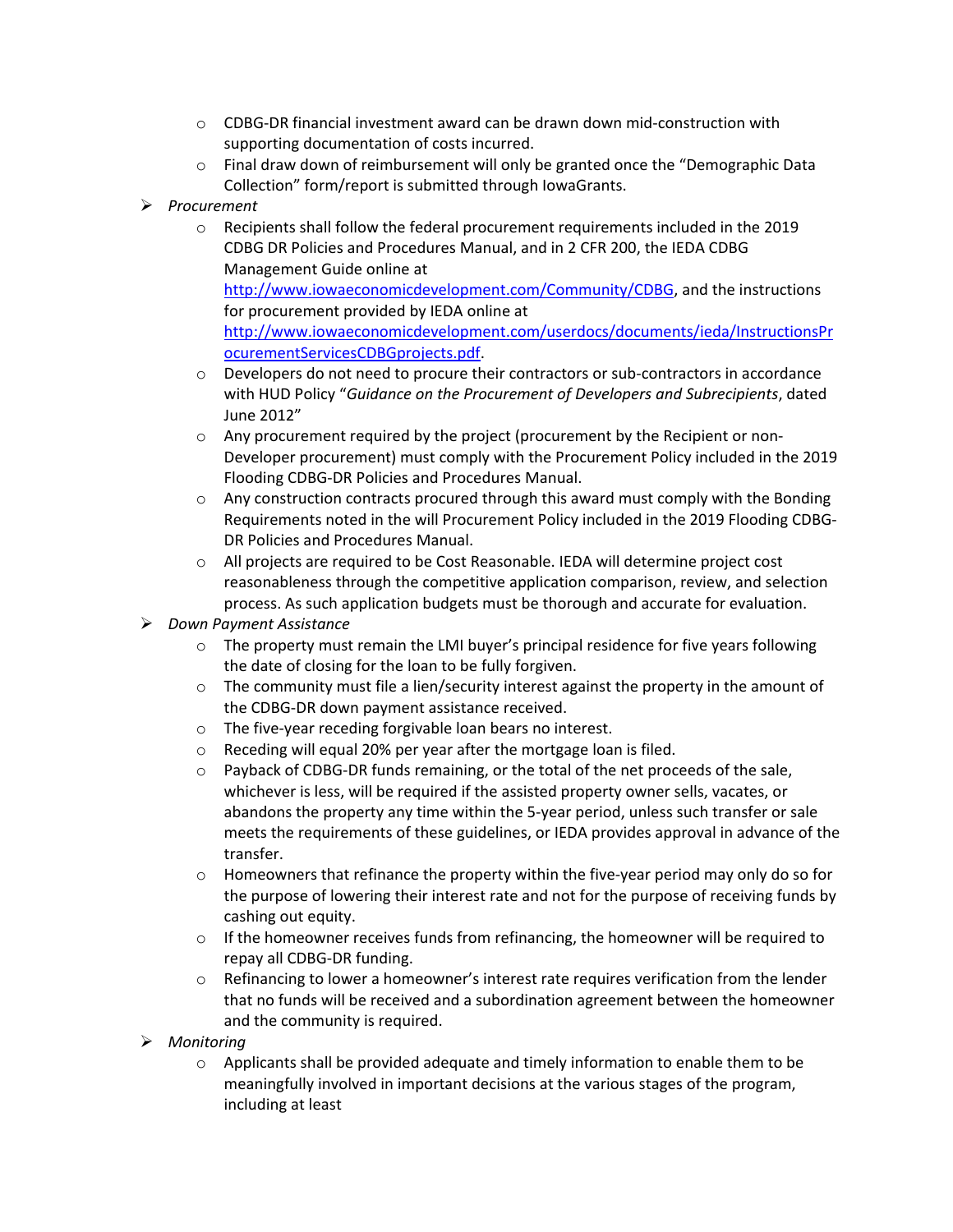- CDBG-DR financial investment award can be drawn down mid-construction with supporting documentation of costs incurred.
  - Final draw down of reimbursement will only be granted once the "Demographic Data Collection" form/report is submitted through IowaGrants.
- *Procurement*
  - Recipients shall follow the federal procurement requirements included in the 2019 CDBG DR Policies and Procedures Manual, and in 2 CFR 200, the IEDA CDBG Management Guide online at [http://www.iowaeconomicdevelopment.com/Community/CDBG](http://www.iowaeconomicdevelopment.com/Community/CDBG), and the instructions for procurement provided by IEDA online at [http://www.iowaeconomicdevelopment.com/userdocs/documents/ieda/InstructionsProcurementServicesCDBGprojects.pdf](http://www.iowaeconomicdevelopment.com/userdocs/documents/ieda/InstructionsProcurementServicesCDBGprojects.pdf).
  - Developers do not need to procure their contractors or sub-contractors in accordance with HUD Policy "*Guidance on the Procurement of Developers and Subrecipients*, dated June 2012"
  - Any procurement required by the project (procurement by the Recipient or non-Developer procurement) must comply with the Procurement Policy included in the 2019 Flooding CDBG-DR Policies and Procedures Manual.
  - Any construction contracts procured through this award must comply with the Bonding Requirements noted in the will Procurement Policy included in the 2019 Flooding CDBG-DR Policies and Procedures Manual.
  - All projects are required to be Cost Reasonable. IEDA will determine project cost reasonableness through the competitive application comparison, review, and selection process. As such application budgets must be thorough and accurate for evaluation.
- *Down Payment Assistance*
  - The property must remain the LMI buyer's principal residence for five years following the date of closing for the loan to be fully forgiven.
  - The community must file a lien/security interest against the property in the amount of the CDBG-DR down payment assistance received.
  - The five-year receding forgivable loan bears no interest.
  - Receding will equal 20% per year after the mortgage loan is filed.
  - Payback of CDBG-DR funds remaining, or the total of the net proceeds of the sale, whichever is less, will be required if the assisted property owner sells, vacates, or abandons the property any time within the 5-year period, unless such transfer or sale meets the requirements of these guidelines, or IEDA provides approval in advance of the transfer.
  - Homeowners that refinance the property within the five-year period may only do so for the purpose of lowering their interest rate and not for the purpose of receiving funds by cashing out equity.
  - If the homeowner receives funds from refinancing, the homeowner will be required to repay all CDBG-DR funding.
  - Refinancing to lower a homeowner's interest rate requires verification from the lender that no funds will be received and a subordination agreement between the homeowner and the community is required.
- *Monitoring*
  - Applicants shall be provided adequate and timely information to enable them to be meaningfully involved in important decisions at the various stages of the program, including at least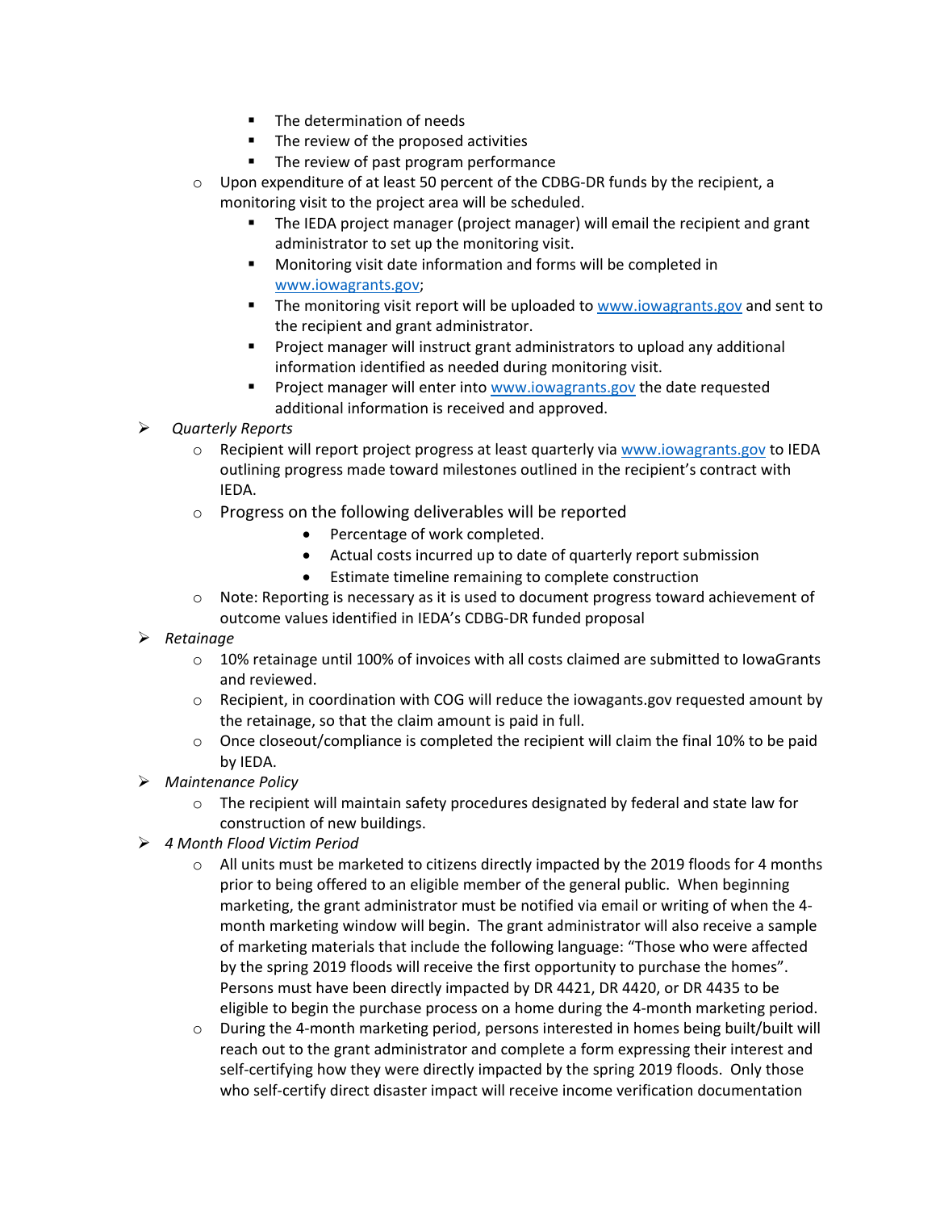- The determination of needs
        - The review of the proposed activities
        - The review of past program performance
    - Upon expenditure of at least 50 percent of the CDBG-DR funds by the recipient, a monitoring visit to the project area will be scheduled.
        - The IEDA project manager (project manager) will email the recipient and grant administrator to set up the monitoring visit.
        - Monitoring visit date information and forms will be completed in www.iowagrants.gov;
        - The monitoring visit report will be uploaded to www.iowagrants.gov and sent to the recipient and grant administrator.
        - Project manager will instruct grant administrators to upload any additional information identified as needed during monitoring visit.
        - Project manager will enter into www.iowagrants.gov the date requested additional information is received and approved.

- *Quarterly Reports*
    - Recipient will report project progress at least quarterly via www.iowagrants.gov to IEDA outlining progress made toward milestones outlined in the recipient's contract with IEDA.
    - Progress on the following deliverables will be reported
        - Percentage of work completed.
        - Actual costs incurred up to date of quarterly report submission
        - Estimate timeline remaining to complete construction
    - Note: Reporting is necessary as it is used to document progress toward achievement of outcome values identified in IEDA's CDBG-DR funded proposal
- *Retainage*
    - 10% retainage until 100% of invoices with all costs claimed are submitted to IowaGrants and reviewed.
    - Recipient, in coordination with COG will reduce the iowagants.gov requested amount by the retainage, so that the claim amount is paid in full.
    - Once closeout/compliance is completed the recipient will claim the final 10% to be paid by IEDA.
- *Maintenance Policy*
    - The recipient will maintain safety procedures designated by federal and state law for construction of new buildings.
- *4 Month Flood Victim Period*
    - All units must be marketed to citizens directly impacted by the 2019 floods for 4 months prior to being offered to an eligible member of the general public. When beginning marketing, the grant administrator must be notified via email or writing of when the 4-month marketing window will begin. The grant administrator will also receive a sample of marketing materials that include the following language: "Those who were affected by the spring 2019 floods will receive the first opportunity to purchase the homes". Persons must have been directly impacted by DR 4421, DR 4420, or DR 4435 to be eligible to begin the purchase process on a home during the 4-month marketing period.
    - During the 4-month marketing period, persons interested in homes being built/built will reach out to the grant administrator and complete a form expressing their interest and self-certifying how they were directly impacted by the spring 2019 floods. Only those who self-certify direct disaster impact will receive income verification documentation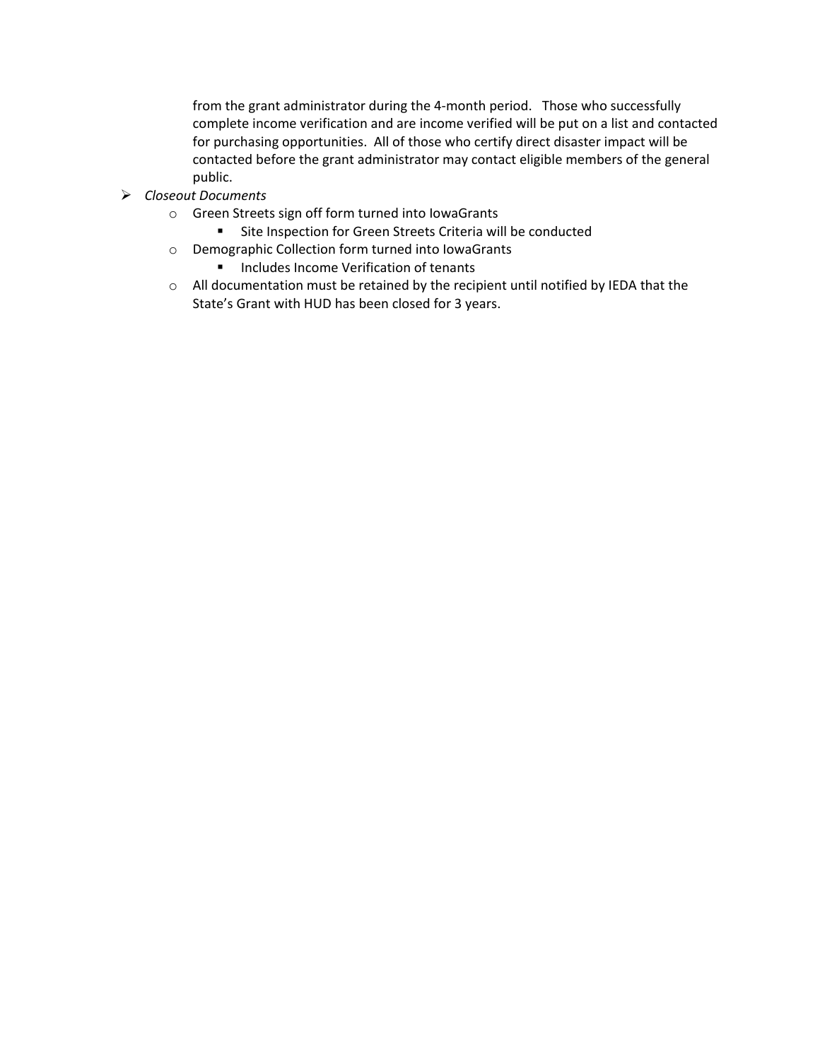from the grant administrator during the 4-month period.   Those who successfully complete income verification and are income verified will be put on a list and contacted for purchasing opportunities.  All of those who certify direct disaster impact will be contacted before the grant administrator may contact eligible members of the general public.

- *Closeout Documents*
  - Green Streets sign off form turned into IowaGrants
    - Site Inspection for Green Streets Criteria will be conducted
  - Demographic Collection form turned into IowaGrants
    - Includes Income Verification of tenants
  - All documentation must be retained by the recipient until notified by IEDA that the State's Grant with HUD has been closed for 3 years.